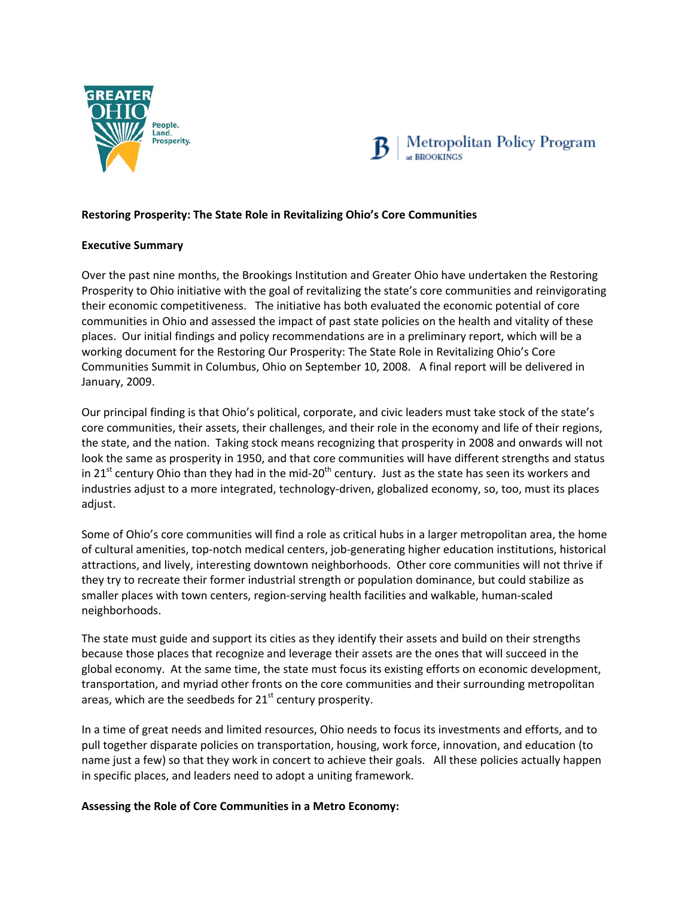GREATER OHIO People. Land. Prosperity.

Metropolitan Policy Program at BROOKINGS

**Restoring Prosperity: The State Role in Revitalizing Ohio's Core Communities**

**Executive Summary**

Over the past nine months, the Brookings Institution and Greater Ohio have undertaken the Restoring Prosperity to Ohio initiative with the goal of revitalizing the state's core communities and reinvigorating their economic competitiveness. The initiative has both evaluated the economic potential of core communities in Ohio and assessed the impact of past state policies on the health and vitality of these places. Our initial findings and policy recommendations are in a preliminary report, which will be a working document for the Restoring Our Prosperity: The State Role in Revitalizing Ohio's Core Communities Summit in Columbus, Ohio on September 10, 2008. A final report will be delivered in January, 2009.

Our principal finding is that Ohio's political, corporate, and civic leaders must take stock of the state's core communities, their assets, their challenges, and their role in the economy and life of their regions, the state, and the nation. Taking stock means recognizing that prosperity in 2008 and onwards will not look the same as prosperity in 1950, and that core communities will have different strengths and status in 21st century Ohio than they had in the mid-20th century. Just as the state has seen its workers and industries adjust to a more integrated, technology-driven, globalized economy, so, too, must its places adjust.

Some of Ohio's core communities will find a role as critical hubs in a larger metropolitan area, the home of cultural amenities, top-notch medical centers, job-generating higher education institutions, historical attractions, and lively, interesting downtown neighborhoods. Other core communities will not thrive if they try to recreate their former industrial strength or population dominance, but could stabilize as smaller places with town centers, region-serving health facilities and walkable, human-scaled neighborhoods.

The state must guide and support its cities as they identify their assets and build on their strengths because those places that recognize and leverage their assets are the ones that will succeed in the global economy. At the same time, the state must focus its existing efforts on economic development, transportation, and myriad other fronts on the core communities and their surrounding metropolitan areas, which are the seedbeds for 21st century prosperity.

In a time of great needs and limited resources, Ohio needs to focus its investments and efforts, and to pull together disparate policies on transportation, housing, work force, innovation, and education (to name just a few) so that they work in concert to achieve their goals. All these policies actually happen in specific places, and leaders need to adopt a uniting framework.

**Assessing the Role of Core Communities in a Metro Economy:**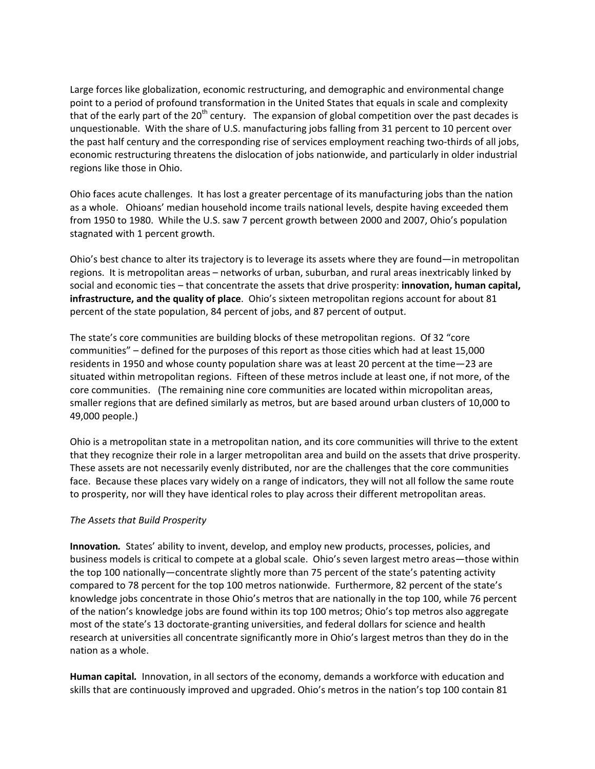Large forces like globalization, economic restructuring, and demographic and environmental change point to a period of profound transformation in the United States that equals in scale and complexity that of the early part of the $20^{th}$ century. The expansion of global competition over the past decades is unquestionable. With the share of U.S. manufacturing jobs falling from 31 percent to 10 percent over the past half century and the corresponding rise of services employment reaching two-thirds of all jobs, economic restructuring threatens the dislocation of jobs nationwide, and particularly in older industrial regions like those in Ohio.

Ohio faces acute challenges. It has lost a greater percentage of its manufacturing jobs than the nation as a whole. Ohioans' median household income trails national levels, despite having exceeded them from 1950 to 1980. While the U.S. saw 7 percent growth between 2000 and 2007, Ohio's population stagnated with 1 percent growth.

Ohio's best chance to alter its trajectory is to leverage its assets where they are found—in metropolitan regions. It is metropolitan areas – networks of urban, suburban, and rural areas inextricably linked by social and economic ties – that concentrate the assets that drive prosperity: **innovation, human capital, infrastructure, and the quality of place**. Ohio's sixteen metropolitan regions account for about 81 percent of the state population, 84 percent of jobs, and 87 percent of output.

The state's core communities are building blocks of these metropolitan regions. Of 32 "core communities" – defined for the purposes of this report as those cities which had at least 15,000 residents in 1950 and whose county population share was at least 20 percent at the time—23 are situated within metropolitan regions. Fifteen of these metros include at least one, if not more, of the core communities. (The remaining nine core communities are located within micropolitan areas, smaller regions that are defined similarly as metros, but are based around urban clusters of 10,000 to 49,000 people.)

Ohio is a metropolitan state in a metropolitan nation, and its core communities will thrive to the extent that they recognize their role in a larger metropolitan area and build on the assets that drive prosperity. These assets are not necessarily evenly distributed, nor are the challenges that the core communities face. Because these places vary widely on a range of indicators, they will not all follow the same route to prosperity, nor will they have identical roles to play across their different metropolitan areas.

*The Assets that Build Prosperity*

**Innovation.** States' ability to invent, develop, and employ new products, processes, policies, and business models is critical to compete at a global scale. Ohio's seven largest metro areas—those within the top 100 nationally—concentrate slightly more than 75 percent of the state's patenting activity compared to 78 percent for the top 100 metros nationwide. Furthermore, 82 percent of the state's knowledge jobs concentrate in those Ohio's metros that are nationally in the top 100, while 76 percent of the nation's knowledge jobs are found within its top 100 metros; Ohio's top metros also aggregate most of the state's 13 doctorate-granting universities, and federal dollars for science and health research at universities all concentrate significantly more in Ohio's largest metros than they do in the nation as a whole.

**Human capital.** Innovation, in all sectors of the economy, demands a workforce with education and skills that are continuously improved and upgraded. Ohio's metros in the nation's top 100 contain 81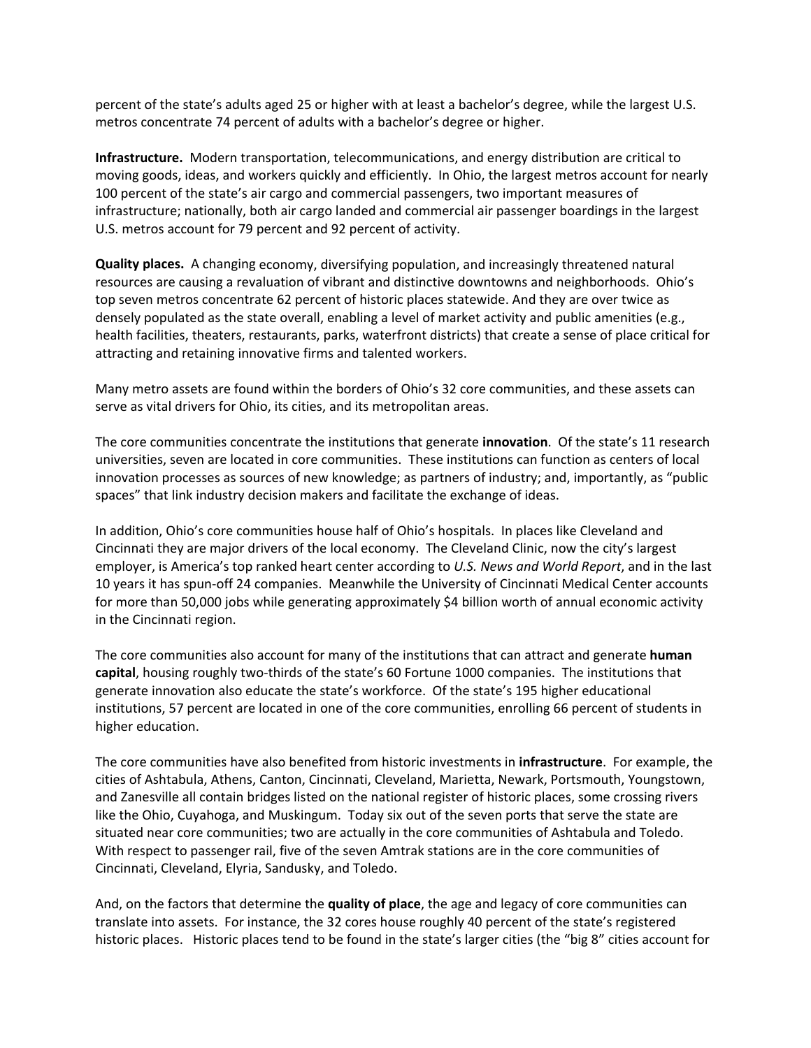percent of the state's adults aged 25 or higher with at least a bachelor's degree, while the largest U.S. metros concentrate 74 percent of adults with a bachelor's degree or higher.

**Infrastructure.** Modern transportation, telecommunications, and energy distribution are critical to moving goods, ideas, and workers quickly and efficiently. In Ohio, the largest metros account for nearly 100 percent of the state's air cargo and commercial passengers, two important measures of infrastructure; nationally, both air cargo landed and commercial air passenger boardings in the largest U.S. metros account for 79 percent and 92 percent of activity.

**Quality places.** A changing economy, diversifying population, and increasingly threatened natural resources are causing a revaluation of vibrant and distinctive downtowns and neighborhoods. Ohio's top seven metros concentrate 62 percent of historic places statewide. And they are over twice as densely populated as the state overall, enabling a level of market activity and public amenities (e.g., health facilities, theaters, restaurants, parks, waterfront districts) that create a sense of place critical for attracting and retaining innovative firms and talented workers.

Many metro assets are found within the borders of Ohio's 32 core communities, and these assets can serve as vital drivers for Ohio, its cities, and its metropolitan areas.

The core communities concentrate the institutions that generate **innovation**. Of the state's 11 research universities, seven are located in core communities. These institutions can function as centers of local innovation processes as sources of new knowledge; as partners of industry; and, importantly, as "public spaces" that link industry decision makers and facilitate the exchange of ideas.

In addition, Ohio's core communities house half of Ohio's hospitals. In places like Cleveland and Cincinnati they are major drivers of the local economy. The Cleveland Clinic, now the city's largest employer, is America's top ranked heart center according to *U.S. News and World Report*, and in the last 10 years it has spun-off 24 companies. Meanwhile the University of Cincinnati Medical Center accounts for more than 50,000 jobs while generating approximately $4 billion worth of annual economic activity in the Cincinnati region.

The core communities also account for many of the institutions that can attract and generate **human capital**, housing roughly two-thirds of the state's 60 Fortune 1000 companies. The institutions that generate innovation also educate the state's workforce. Of the state's 195 higher educational institutions, 57 percent are located in one of the core communities, enrolling 66 percent of students in higher education.

The core communities have also benefited from historic investments in **infrastructure**. For example, the cities of Ashtabula, Athens, Canton, Cincinnati, Cleveland, Marietta, Newark, Portsmouth, Youngstown, and Zanesville all contain bridges listed on the national register of historic places, some crossing rivers like the Ohio, Cuyahoga, and Muskingum. Today six out of the seven ports that serve the state are situated near core communities; two are actually in the core communities of Ashtabula and Toledo. With respect to passenger rail, five of the seven Amtrak stations are in the core communities of Cincinnati, Cleveland, Elyria, Sandusky, and Toledo.

And, on the factors that determine the **quality of place**, the age and legacy of core communities can translate into assets. For instance, the 32 cores house roughly 40 percent of the state's registered historic places. Historic places tend to be found in the state's larger cities (the "big 8" cities account for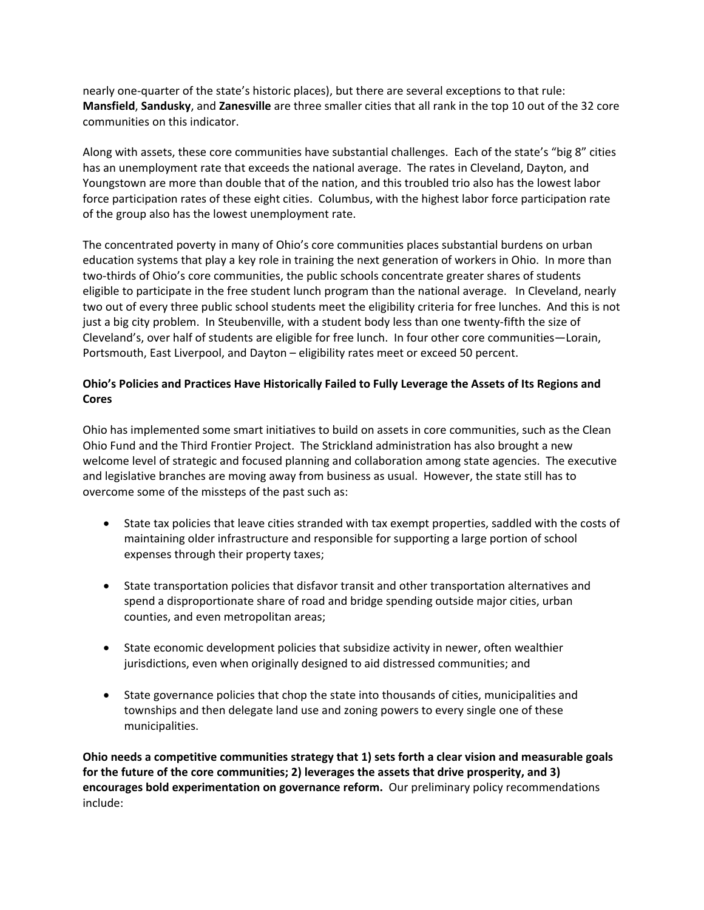nearly one-quarter of the state's historic places), but there are several exceptions to that rule: **Mansfield**, **Sandusky**, and **Zanesville** are three smaller cities that all rank in the top 10 out of the 32 core communities on this indicator.

Along with assets, these core communities have substantial challenges. Each of the state's "big 8" cities has an unemployment rate that exceeds the national average. The rates in Cleveland, Dayton, and Youngstown are more than double that of the nation, and this troubled trio also has the lowest labor force participation rates of these eight cities. Columbus, with the highest labor force participation rate of the group also has the lowest unemployment rate.

The concentrated poverty in many of Ohio's core communities places substantial burdens on urban education systems that play a key role in training the next generation of workers in Ohio. In more than two-thirds of Ohio's core communities, the public schools concentrate greater shares of students eligible to participate in the free student lunch program than the national average. In Cleveland, nearly two out of every three public school students meet the eligibility criteria for free lunches. And this is not just a big city problem. In Steubenville, with a student body less than one twenty-fifth the size of Cleveland's, over half of students are eligible for free lunch. In four other core communities—Lorain, Portsmouth, East Liverpool, and Dayton – eligibility rates meet or exceed 50 percent.

**Ohio's Policies and Practices Have Historically Failed to Fully Leverage the Assets of Its Regions and Cores**

Ohio has implemented some smart initiatives to build on assets in core communities, such as the Clean Ohio Fund and the Third Frontier Project. The Strickland administration has also brought a new welcome level of strategic and focused planning and collaboration among state agencies. The executive and legislative branches are moving away from business as usual. However, the state still has to overcome some of the missteps of the past such as:

- State tax policies that leave cities stranded with tax exempt properties, saddled with the costs of maintaining older infrastructure and responsible for supporting a large portion of school expenses through their property taxes;

- State transportation policies that disfavor transit and other transportation alternatives and spend a disproportionate share of road and bridge spending outside major cities, urban counties, and even metropolitan areas;

- State economic development policies that subsidize activity in newer, often wealthier jurisdictions, even when originally designed to aid distressed communities; and

- State governance policies that chop the state into thousands of cities, municipalities and townships and then delegate land use and zoning powers to every single one of these municipalities.

**Ohio needs a competitive communities strategy that 1) sets forth a clear vision and measurable goals for the future of the core communities; 2) leverages the assets that drive prosperity, and 3) encourages bold experimentation on governance reform.** Our preliminary policy recommendations include: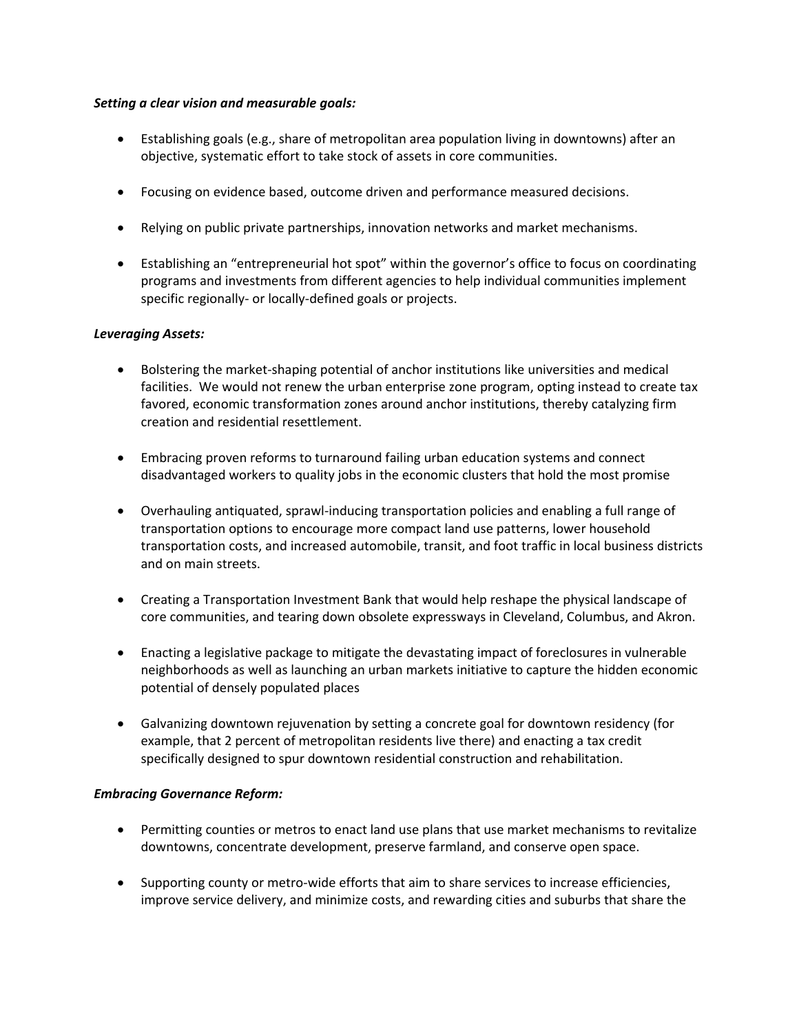***Setting a clear vision and measurable goals:***

- Establishing goals (e.g., share of metropolitan area population living in downtowns) after an objective, systematic effort to take stock of assets in core communities.
- Focusing on evidence based, outcome driven and performance measured decisions.
- Relying on public private partnerships, innovation networks and market mechanisms.
- Establishing an "entrepreneurial hot spot" within the governor's office to focus on coordinating programs and investments from different agencies to help individual communities implement specific regionally- or locally-defined goals or projects.

***Leveraging Assets:***

- Bolstering the market-shaping potential of anchor institutions like universities and medical facilities. We would not renew the urban enterprise zone program, opting instead to create tax favored, economic transformation zones around anchor institutions, thereby catalyzing firm creation and residential resettlement.
- Embracing proven reforms to turnaround failing urban education systems and connect disadvantaged workers to quality jobs in the economic clusters that hold the most promise
- Overhauling antiquated, sprawl-inducing transportation policies and enabling a full range of transportation options to encourage more compact land use patterns, lower household transportation costs, and increased automobile, transit, and foot traffic in local business districts and on main streets.
- Creating a Transportation Investment Bank that would help reshape the physical landscape of core communities, and tearing down obsolete expressways in Cleveland, Columbus, and Akron.
- Enacting a legislative package to mitigate the devastating impact of foreclosures in vulnerable neighborhoods as well as launching an urban markets initiative to capture the hidden economic potential of densely populated places
- Galvanizing downtown rejuvenation by setting a concrete goal for downtown residency (for example, that 2 percent of metropolitan residents live there) and enacting a tax credit specifically designed to spur downtown residential construction and rehabilitation.

***Embracing Governance Reform:***

- Permitting counties or metros to enact land use plans that use market mechanisms to revitalize downtowns, concentrate development, preserve farmland, and conserve open space.
- Supporting county or metro-wide efforts that aim to share services to increase efficiencies, improve service delivery, and minimize costs, and rewarding cities and suburbs that share the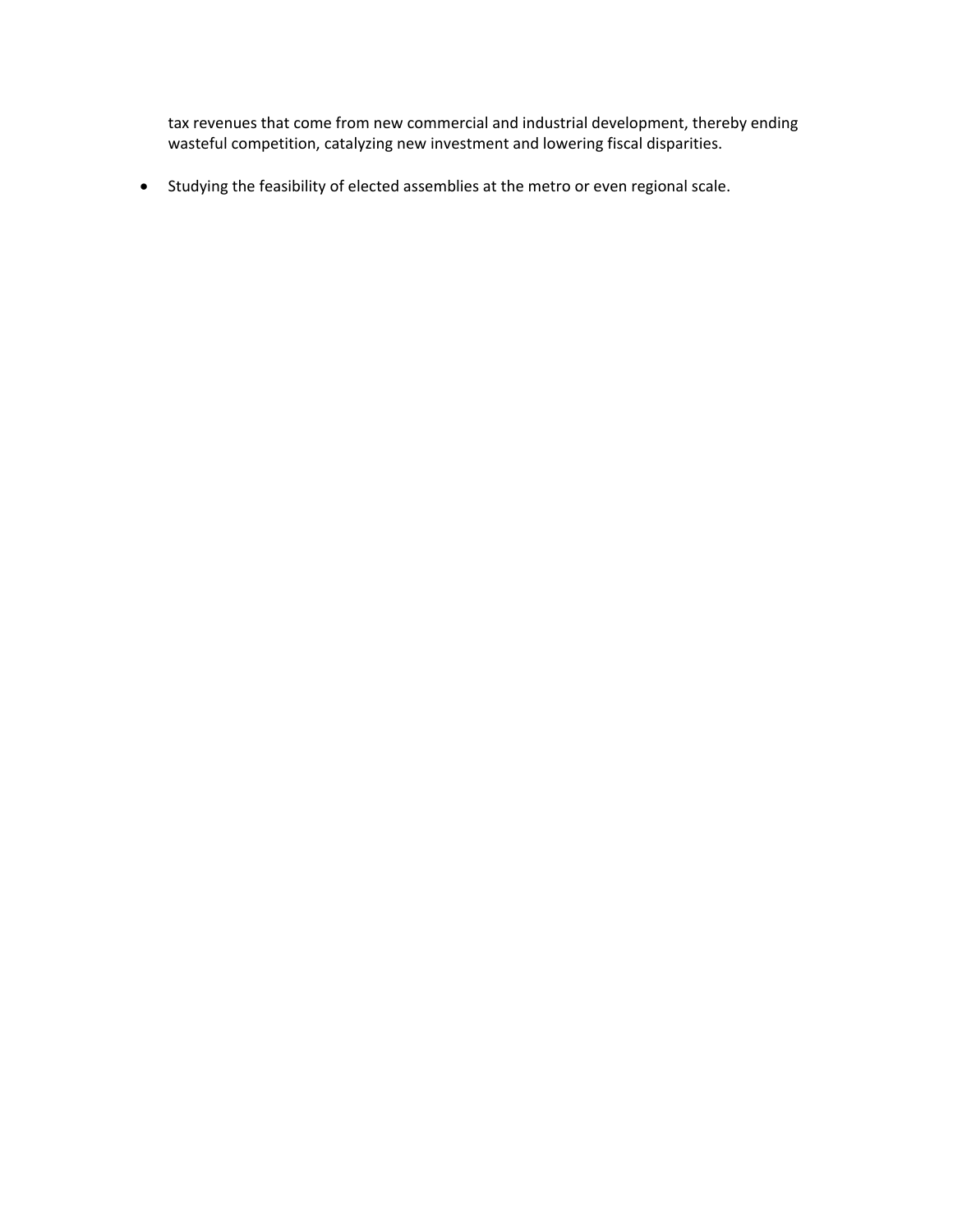tax revenues that come from new commercial and industrial development, thereby ending wasteful competition, catalyzing new investment and lowering fiscal disparities.

- Studying the feasibility of elected assemblies at the metro or even regional scale.